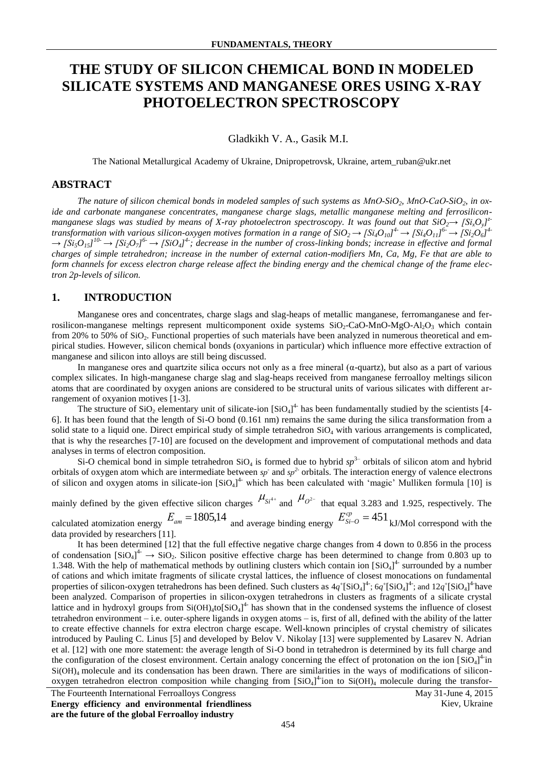# THE STUDY OF SILICON CHEMICAL BOND IN MODELED SILICATE SYSTEMS AND MANGANESE ORES USING X-RAY PHOTOELECTRON SPECTROSCOPY

Gladkikh V. A., Gasik M.I.

The National Metallurgical Academy of Ukraine, Dnipropetrovsk, Ukraine, artem_ruban@ukr.net

## ABSTRACT

*The nature of silicon chemical bonds in modeled samples of such systems as MnO-SiO$_2$, MnO-CaO-SiO$_2$, in oxide and carbonate manganese concentrates, manganese charge slags, metallic manganese melting and ferrosilicon-manganese slags was studied by means of X-ray photoelectron spectroscopy. It was found out that $SiO_2 \rightarrow [Si_xO_y]^{z-}$ transformation with various silicon-oxygen motives formation in a range of $SiO_2 \rightarrow [Si_4O_{10}]^{4-} \rightarrow [Si_4O_{11}]^{6-} \rightarrow [Si_2O_6]^{4-} \rightarrow [Si_5O_{15}]^{10-} \rightarrow [Si_2O_7]^{6-} \rightarrow [SiO_4]^{4-}$; decrease in the number of cross-linking bonds; increase in effective and formal charges of simple tetrahedron; increase in the number of external cation-modifiers Mn, Ca, Mg, Fe that are able to form channels for excess electron charge release affect the binding energy and the chemical change of the frame electron 2p-levels of silicon.*

## 1. INTRODUCTION

Manganese ores and concentrates, charge slags and slag-heaps of metallic manganese, ferromanganese and ferrosilicon-manganese meltings represent multicomponent oxide systems SiO$_2$-CaO-MnO-MgO-Al$_2$O$_3$ which contain from 20% to 50% of SiO$_2$. Functional properties of such materials have been analyzed in numerous theoretical and empirical studies. However, silicon chemical bonds (oxyanions in particular) which influence more effective extraction of manganese and silicon into alloys are still being discussed.

In manganese ores and quartzite silica occurs not only as a free mineral (α-quartz), but also as a part of various complex silicates. In high-manganese charge slag and slag-heaps received from manganese ferroalloy meltings silicon atoms that are coordinated by oxygen anions are considered to be structural units of various silicates with different arrangement of oxyanion motives [1-3].

The structure of SiO$_2$ elementary unit of silicate-ion $[SiO_4]^{4-}$ has been fundamentally studied by the scientists [4-6]. It has been found that the length of Si-O bond (0.161 nm) remains the same during the silica transformation from a solid state to a liquid one. Direct empirical study of simple tetrahedron SiO$_4$ with various arrangements is complicated, that is why the researches [7-10] are focused on the development and improvement of computational methods and data analyses in terms of electron composition.

Si-O chemical bond in simple tetrahedron SiO$_4$ is formed due to hybrid $sp^{3-}$ orbitals of silicon atom and hybrid orbitals of oxygen atom which are intermediate between $sp^{-}$ and $sp^{2-}$ orbitals. The interaction energy of valence electrons of silicon and oxygen atoms in silicate-ion $[SiO_4]^{4-}$ which has been calculated with 'magic' Mulliken formula [10] is mainly defined by the given effective silicon charges $\mu_{Si^{4+}}$ and $\mu_{O^{2-}}$ that equal 3.283 and 1.925, respectively. The calculated atomization energy $E_{am} = 1805{,}14$ and average binding energy $E^{cp}_{Si-O} = 451$ kJ/Mol correspond with the data provided by researchers [11].

It has been determined [12] that the full effective negative charge changes from 4 down to 0.856 in the process of condensation $[SiO_4]^{4-} \rightarrow SiO_2$. Silicon positive effective charge has been determined to change from 0.803 up to 1.348. With the help of mathematical methods by outlining clusters which contain ion $[SiO_4]^{4-}$ surrounded by a number of cations and which imitate fragments of silicate crystal lattices, the influence of closest monocations on fundamental properties of silicon-oxygen tetrahedrons has been defined. Such clusters as $4q^{+}[SiO_4]^{4-}$; $6q^{+}[SiO_4]^{4-}$; and $12q^{+}[SiO_4]^{4-}$ have been analyzed. Comparison of properties in silicon-oxygen tetrahedrons in clusters as fragments of a silicate crystal lattice and in hydroxyl groups from $Si(OH)_4$ to $[SiO_4]^{4-}$ has shown that in the condensed systems the influence of closest tetrahedron environment – i.e. outer-sphere ligands in oxygen atoms – is, first of all, defined with the ability of the latter to create effective channels for extra electron charge escape. Well-known principles of crystal chemistry of silicates introduced by Pauling C. Linus [5] and developed by Belov V. Nikolay [13] were supplemented by Lasarev N. Adrian et al. [12] with one more statement: the average length of Si-O bond in tetrahedron is determined by its full charge and the configuration of the closest environment. Certain analogy concerning the effect of protonation on the ion $[SiO_4]^{4-}$ in $Si(OH)_4$ molecule and its condensation has been drawn. There are similarities in the ways of modifications of silicon-oxygen tetrahedron electron composition while changing from $[SiO_4]^{4-}$ ion to $Si(OH)_4$ molecule during the transfor-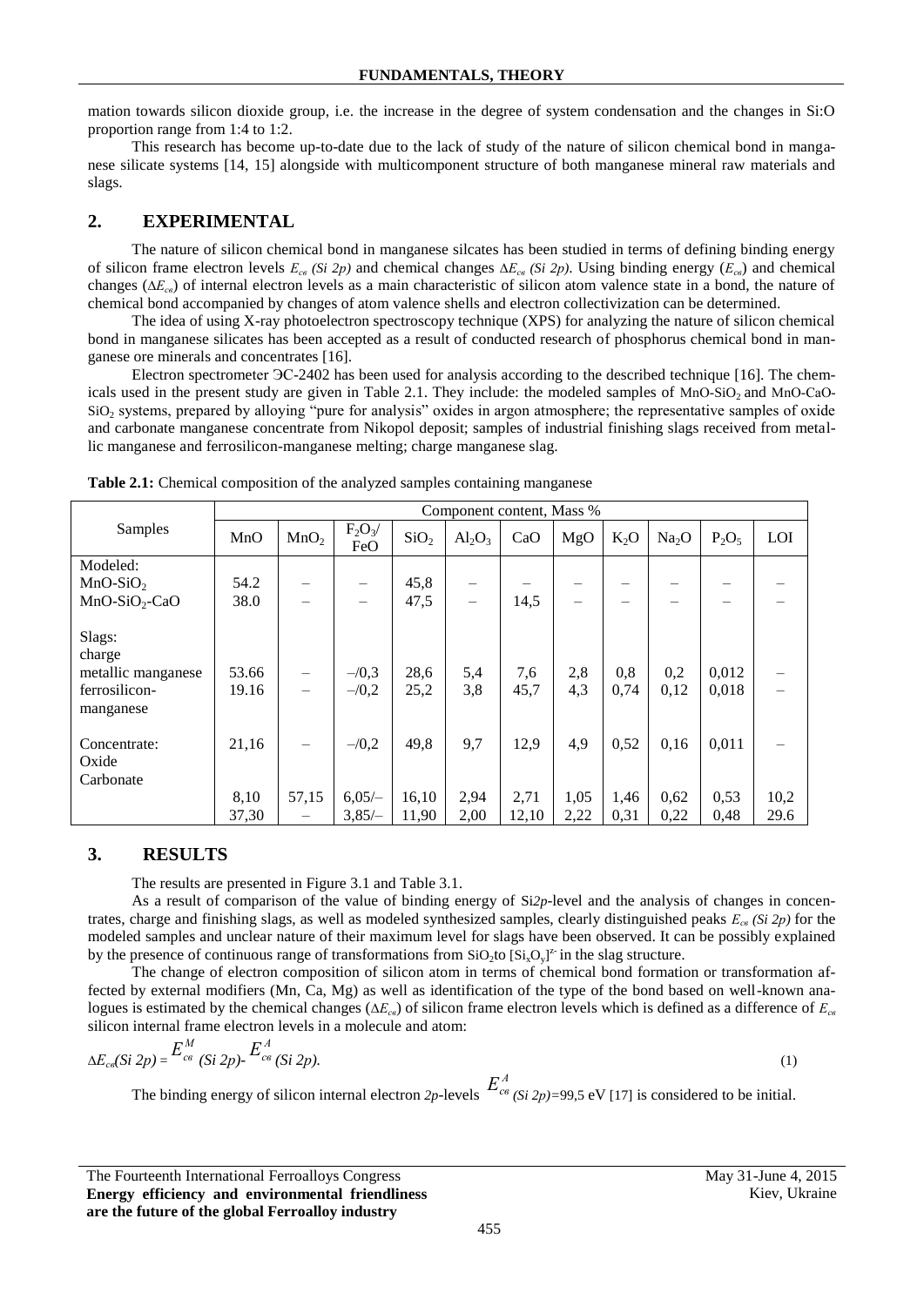mation towards silicon dioxide group, i.e. the increase in the degree of system condensation and the changes in Si:O proportion range from 1:4 to 1:2.

This research has become up-to-date due to the lack of study of the nature of silicon chemical bond in manganese silicate systems [14, 15] alongside with multicomponent structure of both manganese mineral raw materials and slags.

## 2. EXPERIMENTAL

The nature of silicon chemical bond in manganese silcates has been studied in terms of defining binding energy of silicon frame electron levels $E_{св}$ *(Si 2p)* and chemical changes $\Delta E_{св}$ *(Si 2p)*. Using binding energy ($E_{св}$) and chemical changes ($\Delta E_{св}$) of internal electron levels as a main characteristic of silicon atom valence state in a bond, the nature of chemical bond accompanied by changes of atom valence shells and electron collectivization can be determined.

The idea of using X-ray photoelectron spectroscopy technique (XPS) for analyzing the nature of silicon chemical bond in manganese silicates has been accepted as a result of conducted research of phosphorus chemical bond in manganese ore minerals and concentrates [16].

Electron spectrometer ЭС-2402 has been used for analysis according to the described technique [16]. The chemicals used in the present study are given in Table 2.1. They include: the modeled samples of $MnO$-$SiO_2$ and $MnO$-$CaO$-$SiO_2$ systems, prepared by alloying "pure for analysis" oxides in argon atmosphere; the representative samples of oxide and carbonate manganese concentrate from Nikopol deposit; samples of industrial finishing slags received from metallic manganese and ferrosilicon-manganese melting; charge manganese slag.

**Table 2.1:** Chemical composition of the analyzed samples containing manganese

| Samples | Component content, Mass % | | | | | | | | | | |
|---|---|---|---|---|---|---|---|---|---|---|---|
| | $MnO$ | $MnO_2$ | $F_2O_3$/ $FeO$ | $SiO_2$ | $Al_2O_3$ | $CaO$ | $MgO$ | $K_2O$ | $Na_2O$ | $P_2O_5$ | LOI |
| Modeled: | | | | | | | | | | | |
| $MnO$-$SiO_2$ | 54.2 | – | – | 45,8 | – | – | – | – | – | – | – |
| $MnO$-$SiO_2$-$CaO$ | 38.0 | – | – | 47,5 | – | 14,5 | – | – | – | – | – |
| Slags: | | | | | | | | | | | |
| charge | | | | | | | | | | | |
| metallic manganese | 53.66 | – | –/0,3 | 28,6 | 5,4 | 7,6 | 2,8 | 0,8 | 0,2 | 0,012 | – |
| ferrosilicon-manganese | 19.16 | – | –/0,2 | 25,2 | 3,8 | 45,7 | 4,3 | 0,74 | 0,12 | 0,018 | – |
| | 21,16 | – | –/0,2 | 49,8 | 9,7 | 12,9 | 4,9 | 0,52 | 0,16 | 0,011 | – |
| Concentrate: | | | | | | | | | | | |
| Oxide | 8,10 | 57,15 | 6,05/– | 16,10 | 2,94 | 2,71 | 1,05 | 1,46 | 0,62 | 0,53 | 10,2 |
| Carbonate | 37,30 | – | 3,85/– | 11,90 | 2,00 | 12,10 | 2,22 | 0,31 | 0,22 | 0,48 | 29.6 |

## 3. RESULTS

The results are presented in Figure 3.1 and Table 3.1.

As a result of comparison of the value of binding energy of Si*2p*-level and the analysis of changes in concentrates, charge and finishing slags, as well as modeled synthesized samples, clearly distinguished peaks $E_{св}$ *(Si 2p)* for the modeled samples and unclear nature of their maximum level for slags have been observed. It can be possibly explained by the presence of continuous range of transformations from $SiO_2$to $[Si_xO_y]^{z-}$ in the slag structure.

The change of electron composition of silicon atom in terms of chemical bond formation or transformation affected by external modifiers (Mn, Ca, Mg) as well as identification of the type of the bond based on well-known analogues is estimated by the chemical changes ($\Delta E_{св}$) of silicon frame electron levels which is defined as a difference of $E_{св}$ silicon internal frame electron levels in a molecule and atom:

$$\Delta E_{св}(Si\ 2p) = E^{M}_{св}(Si\ 2p) - E^{A}_{св}(Si\ 2p). \tag{1}$$

The binding energy of silicon internal electron *2p*-levels $E^{A}_{св}$ *(Si 2p)*=99,5 eV [17] is considered to be initial.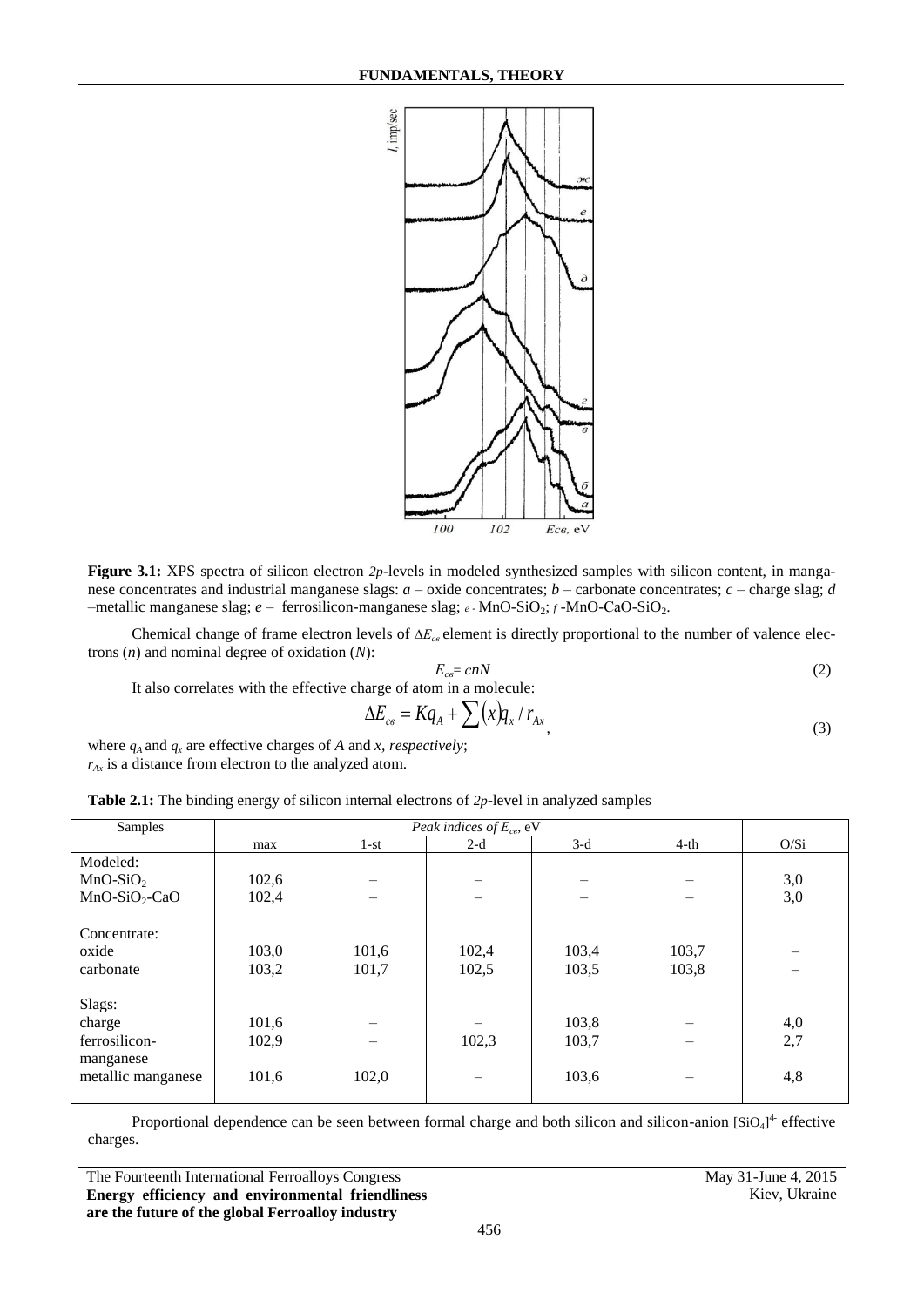**Figure 3.1:** XPS spectra of silicon electron *2p*-levels in modeled synthesized samples with silicon content, in manganese concentrates and industrial manganese slags: *a* – oxide concentrates; *b* – carbonate concentrates; *c* – charge slag; *d* –metallic manganese slag; *e* – ferrosilicon-manganese slag; *e* - $MnO-SiO_2$; *f* -$MnO-CaO-SiO_2$.

Chemical change of frame electron levels of $\Delta E_{св}$ element is directly proportional to the number of valence electrons (*n*) and nominal degree of oxidation (*N*):

$$E_{св}= cnN \tag{2}$$

It also correlates with the effective charge of atom in a molecule:

$$\Delta E_{св} = Kq_A + \sum (x)q_x / r_{Ax} \tag{3}$$

where $q_A$ and $q_x$ are effective charges of *A* and *x, respectively*;
$r_{Ax}$ is a distance from electron to the analyzed atom.

**Table 2.1:** The binding energy of silicon internal electrons of *2p*-level in analyzed samples

| Samples | *Peak indices of $E_{св}$*, eV | | | | | |
|---|---|---|---|---|---|---|
| | max | 1-st | 2-d | 3-d | 4-th | O/Si |
| Modeled: | | | | | | |
| $MnO-SiO_2$ | 102,6 | – | – | – | – | 3,0 |
| $MnO-SiO_2-CaO$ | 102,4 | – | – | – | – | 3,0 |
| Concentrate: | | | | | | |
| oxide | 103,0 | 101,6 | 102,4 | 103,4 | 103,7 | – |
| carbonate | 103,2 | 101,7 | 102,5 | 103,5 | 103,8 | – |
| Slags: | | | | | | |
| charge | 101,6 | – | – | 103,8 | – | 4,0 |
| ferrosilicon-manganese | 102,9 | – | 102,3 | 103,7 | – | 2,7 |
| metallic manganese | 101,6 | 102,0 | – | 103,6 | – | 4,8 |

Proportional dependence can be seen between formal charge and both silicon and silicon-anion $[SiO_4]^{4-}$ effective charges.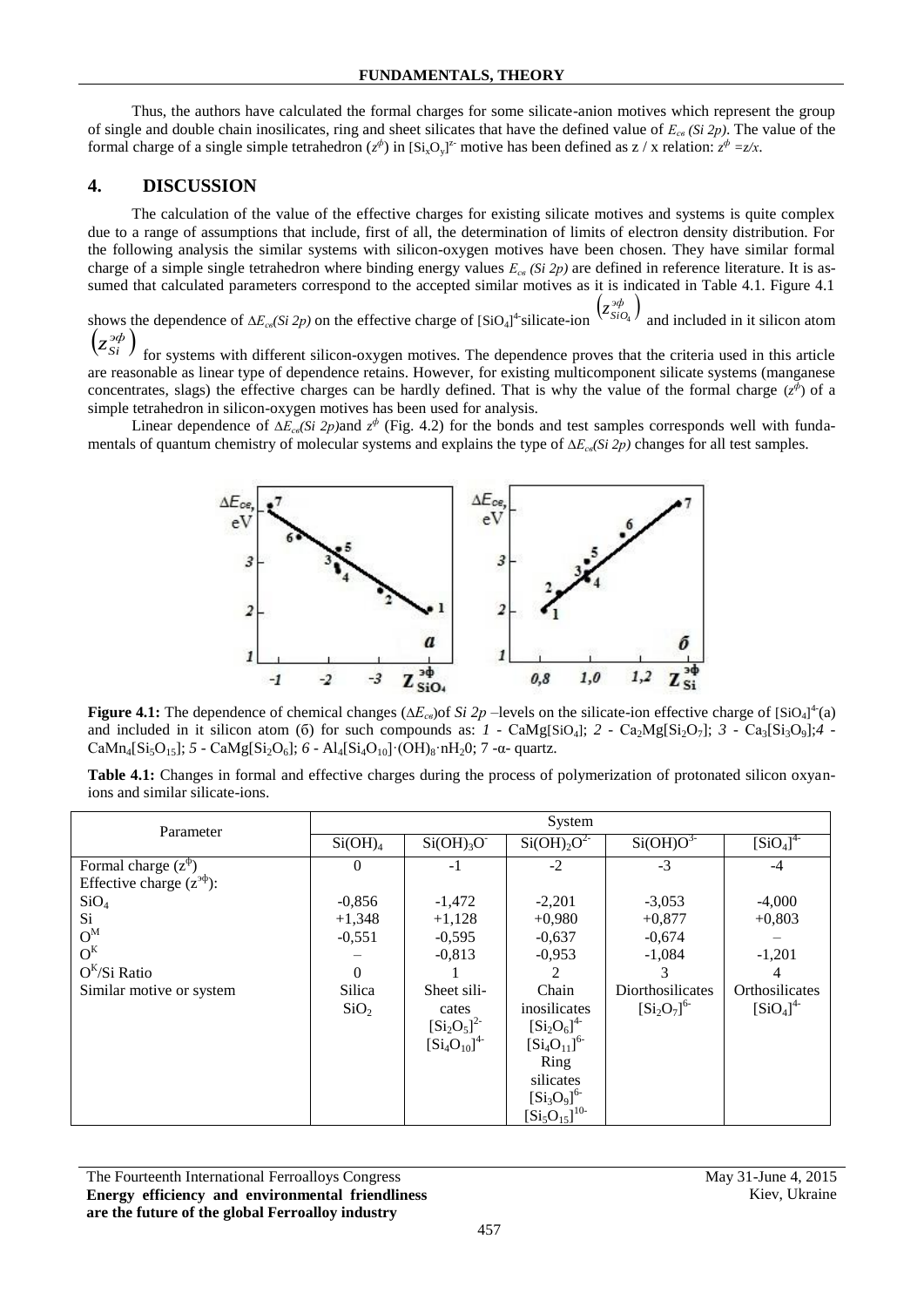Thus, the authors have calculated the formal charges for some silicate-anion motives which represent the group of single and double chain inosilicates, ring and sheet silicates that have the defined value of $E_{св}$ *(Si 2p)*. The value of the formal charge of a single simple tetrahedron ($z^{ф}$) in $[Si_xO_y]^{z-}$ motive has been defined as z / x relation: $z^{ф} = z/x$.

## 4. DISCUSSION

The calculation of the value of the effective charges for existing silicate motives and systems is quite complex due to a range of assumptions that include, first of all, the determination of limits of electron density distribution. For the following analysis the similar systems with silicon-oxygen motives have been chosen. They have similar formal charge of a simple single tetrahedron where binding energy values $E_{св}$ *(Si 2p)* are defined in reference literature. It is assumed that calculated parameters correspond to the accepted similar motives as it is indicated in Table 4.1. Figure 4.1 shows the dependence of $\Delta E_{св}$*(Si 2p)* on the effective charge of $[SiO_4]^{4-}$silicate-ion $\left(z^{эф}_{SiO_4}\right)$ and included in it silicon atom $\left(z^{эф}_{Si}\right)$ for systems with different silicon-oxygen motives. The dependence proves that the criteria used in this article are reasonable as linear type of dependence retains. However, for existing multicomponent silicate systems (manganese concentrates, slags) the effective charges can be hardly defined. That is why the value of the formal charge ($z^{ф}$) of a simple tetrahedron in silicon-oxygen motives has been used for analysis.

Linear dependence of $\Delta E_{св}$*(Si 2p)*and $z^{ф}$ (Fig. 4.2) for the bonds and test samples corresponds well with fundamentals of quantum chemistry of molecular systems and explains the type of $\Delta E_{св}$*(Si 2p)* changes for all test samples.

**Figure 4.1:** The dependence of chemical changes ($\Delta E_{св}$)of *Si 2p* –levels on the silicate-ion effective charge of $[SiO_4]^{4-}$(a) and included in it silicon atom (б) for such compounds as: *1* - $CaMg[SiO_4]$; *2* - $Ca_2Mg[Si_2O_7]$; *3* - $Ca_3[Si_3O_9]$;*4* - $CaMn_4[Si_5O_{15}]$; *5* - $CaMg[Si_2O_6]$; *6* - $Al_4[Si_4O_{10}]\cdot(OH)_8\cdot nH_20$; 7 -α- quartz.

**Table 4.1:** Changes in formal and effective charges during the process of polymerization of protonated silicon oxyanions and similar silicate-ions.

| Parameter | System | | | | |
|---|---|---|---|---|---|
| | $Si(OH)_4$ | $Si(OH)_3O^-$ | $Si(OH)_2O^{2-}$ | $Si(OH)O^{3-}$ | $[SiO_4]^{4-}$ |
| Formal charge ($z^{ф}$) | 0 | -1 | -2 | -3 | -4 |
| Effective charge ($z^{эф}$): | | | | | |
| $SiO_4$ | -0,856 | -1,472 | -2,201 | -3,053 | -4,000 |
| Si | +1,348 | +1,128 | +0,980 | +0,877 | +0,803 |
| $O^M$ | -0,551 | -0,595 | -0,637 | -0,674 | – |
| $O^K$ | – | -0,813 | -0,953 | -1,084 | -1,201 |
| $O^K$/Si Ratio | 0 | 1 | 2 | 3 | 4 |
| Similar motive or system | Silica $SiO_2$ | Sheet silicates $[Si_2O_5]^{2-}$ $[Si_4O_{10}]^{4-}$ | Chain inosilicates $[Si_2O_6]^{4-}$ $[Si_4O_{11}]^{6-}$ Ring silicates $[Si_3O_9]^{6-}$ $[Si_5O_{15}]^{10-}$ | Diorthosilicates $[Si_2O_7]^{6-}$ | Orthosilicates $[SiO_4]^{4-}$ |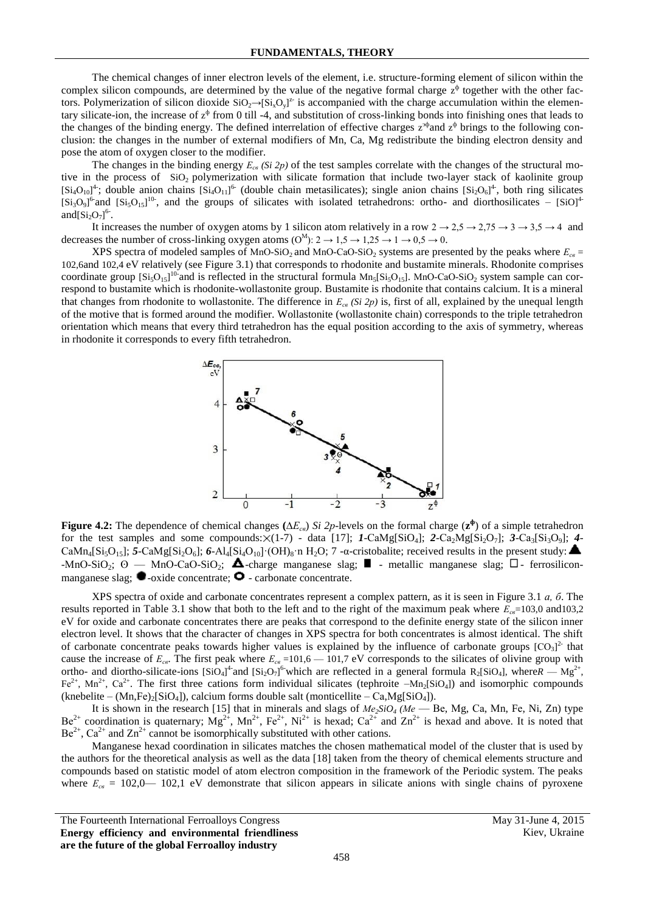The chemical changes of inner electron levels of the element, i.e. structure-forming element of silicon within the complex silicon compounds, are determined by the value of the negative formal charge $z^{\phi}$ together with the other factors. Polymerization of silicon dioxide $SiO_2 \rightarrow [Si_xO_y]^{z-}$ is accompanied with the charge accumulation within the elementary silicate-ion, the increase of $z^{\phi}$ from 0 till -4, and substitution of cross-linking bonds into finishing ones that leads to the changes of the binding energy. The defined interrelation of effective charges $z^{э\phi}$ and $z^{\phi}$ brings to the following conclusion: the changes in the number of external modifiers of Mn, Ca, Mg redistribute the binding electron density and pose the atom of oxygen closer to the modifier.

The changes in the binding energy $E_{св}$ *(Si 2p)* of the test samples correlate with the changes of the structural motive in the process of $SiO_2$ polymerization with silicate formation that include two-layer stack of kaolinite group $[Si_4O_{10}]^{4-}$; double anion chains $[Si_4O_{11}]^{6-}$ (double chain metasilicates); single anion chains $[Si_2O_6]^{4-}$, both ring silicates $[Si_3O_9]^{6-}$ and $[Si_5O_{15}]^{10-}$, and the groups of silicates with isolated tetrahedrons: ortho- and diorthosilicates – $[SiO]^{4-}$ and $[Si_2O_7]^{6-}$.

It increases the number of oxygen atoms by 1 silicon atom relatively in a row 2 → 2,5 → 2,75 → 3 → 3,5 → 4 and decreases the number of cross-linking oxygen atoms ($O^M$): 2 → 1,5 → 1,25 → 1 → 0,5 → 0.

XPS spectra of modeled samples of $MnO$-$SiO_2$ and $MnO$-$CaO$-$SiO_2$ systems are presented by the peaks where $E_{св}$ = 102,6and 102,4 eV relatively (see Figure 3.1) that corresponds to rhodonite and bustamite minerals. Rhodonite comprises coordinate group $[Si_5O_{15}]^{10-}$ and is reflected in the structural formula $Mn_5[Si_5O_{15}]$. $MnO$-$CaO$-$SiO_2$ system sample can correspond to bustamite which is rhodonite-wollastonite group. Bustamite is rhodonite that contains calcium. It is a mineral that changes from rhodonite to wollastonite. The difference in $E_{св}$ *(Si 2p)* is, first of all, explained by the unequal length of the motive that is formed around the modifier. Wollastonite (wollastonite chain) corresponds to the triple tetrahedron orientation which means that every third tetrahedron has the equal position according to the axis of symmetry, whereas in rhodonite it corresponds to every fifth tetrahedron.

**Figure 4.2:** The dependence of chemical changes **(**$\Delta E_{св}$**)** *Si 2p*-levels on the formal charge (**$z^{\Phi}$**) of a simple tetrahedron for the test samples and some compounds:×(1-7) - data [17]; ***1***-$CaMg[SiO_4]$; ***2***-$Ca_2Mg[Si_2O_7]$; ***3***-$Ca_3[Si_3O_9]$; ***4***-$CaMn_4[Si_5O_{15}]$; ***5***-$CaMg[Si_2O_6]$; ***6***-$Al_4[Si_4O_{10}]\cdot(OH)_8\cdot n\ H_2O$; 7 -α-cristobalite; received results in the present study: ▲ -$MnO$-$SiO_2$; ϴ — $MnO$-$CaO$-$SiO_2$; △-charge manganese slag; ■ - metallic manganese slag; □ - ferrosilicon-manganese slag; ● -oxide concentrate; ○ - carbonate concentrate.

XPS spectra of oxide and carbonate concentrates represent a complex pattern, as it is seen in Figure 3.1 *а, б*. The results reported in Table 3.1 show that both to the left and to the right of the maximum peak where $E_{св}$=103,0 and103,2 eV for oxide and carbonate concentrates there are peaks that correspond to the definite energy state of the silicon inner electron level. It shows that the character of changes in XPS spectra for both concentrates is almost identical. The shift of carbonate concentrate peaks towards higher values is explained by the influence of carbonate groups $[CO_3]^{2-}$ that cause the increase of $E_{св}$. The first peak where $E_{св}$ =101,6 — 101,7 eV corresponds to the silicates of olivine group with ortho- and diortho-silicate-ions $[SiO_4]^{4-}$ and $[Si_2O_7]^{6-}$ which are reflected in a general formula $R_2[SiO_4]$, where*R* — $Mg^{2+}$, $Fe^{2+}$, $Mn^{2+}$, $Ca^{2+}$. The first three cations form individual silicates (tephroite –$Mn_2[SiO_4]$) and isomorphic compounds (knebelite – $(Mn,Fe)_2[SiO_4]$), calcium forms double salt (monticellite – $Ca,Mg[SiO_4]$).

It is shown in the research [15] that in minerals and slags of *$Me_2SiO_4$ (Me* — Be, Mg, Ca, Mn, Fe, Ni, Zn) type $Be^{2+}$ coordination is quaternary; $Mg^{2+}$, $Mn^{2+}$, $Fe^{2+}$, $Ni^{2+}$ is hexad; $Ca^{2+}$ and $Zn^{2+}$ is hexad and above. It is noted that $Be^{2+}$, $Ca^{2+}$ and $Zn^{2+}$ cannot be isomorphically substituted with other cations.

Manganese hexad coordination in silicates matches the chosen mathematical model of the cluster that is used by the authors for the theoretical analysis as well as the data [18] taken from the theory of chemical elements structure and compounds based on statistic model of atom electron composition in the framework of the Periodic system. The peaks where $E_{св}$ = 102,0— 102,1 eV demonstrate that silicon appears in silicate anions with single chains of pyroxene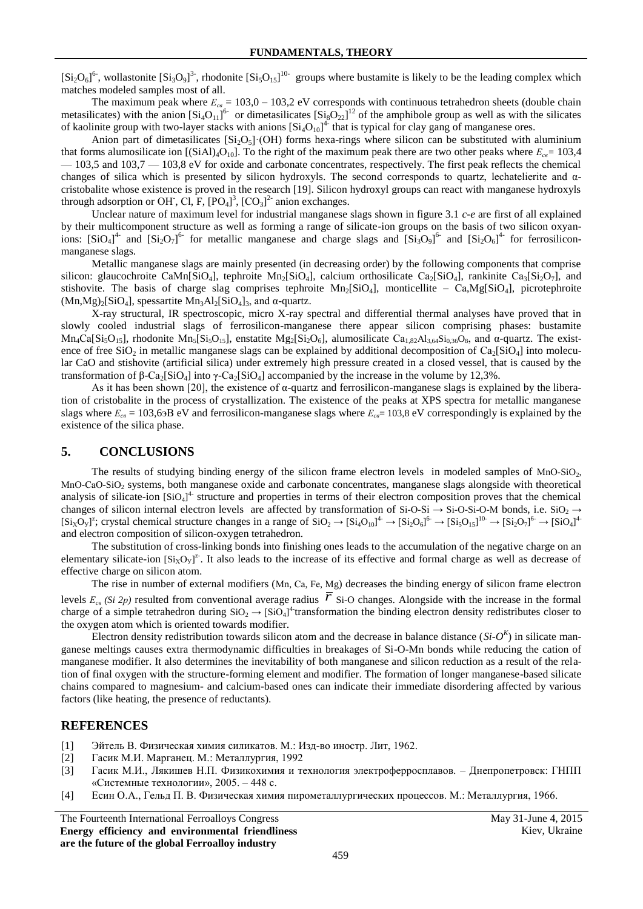$[Si_2O_6]^{6-}$, wollastonite $[Si_3O_9]^{3-}$, rhodonite $[Si_5O_{15}]^{10-}$ groups where bustamite is likely to be the leading complex which matches modeled samples most of all.

The maximum peak where $E_{св}$ = 103,0 – 103,2 eV corresponds with continuous tetrahedron sheets (double chain metasilicates) with the anion $[Si_4O_{11}]^{6-}$ or dimetasilicates $[Si_8O_{22}]^{12}$ of the amphibole group as well as with the silicates of kaolinite group with two-layer stacks with anions $[Si_4O_{10}]^{4-}$ that is typical for clay gang of manganese ores.

Anion part of dimetasilicates $[Si_2O_5]\cdot(OH)$ forms hexa-rings where silicon can be substituted with aluminium that forms alumosilicate ion $[(SiAl)_4O_{10}]$. To the right of the maximum peak there are two other peaks where $E_{св}$ = 103,4 — 103,5 and 103,7 — 103,8 eV for oxide and carbonate concentrates, respectively. The first peak reflects the chemical changes of silica which is presented by silicon hydroxyls. The second corresponds to quartz, lechatelierite and α-cristobalite whose existence is proved in the research [19]. Silicon hydroxyl groups can react with manganese hydroxyls through adsorption or $OH^-$, Cl, F, $[PO_4]^3$, $[CO_3]^{2-}$ anion exchanges.

Unclear nature of maximum level for industrial manganese slags shown in figure 3.1 *c-e* are first of all explained by their multicomponent structure as well as forming a range of silicate-ion groups on the basis of two silicon oxyanions: $[SiO_4]^{4-}$ and $[Si_2O_7]^{6-}$ for metallic manganese and charge slags and $[Si_3O_9]^{6-}$ and $[Si_2O_6]^{4-}$ for ferrosilicon-manganese slags.

Metallic manganese slags are mainly presented (in decreasing order) by the following components that comprise silicon: glaucochroite $CaMn[SiO_4]$, tephroite $Mn_2[SiO_4]$, calcium orthosilicate $Ca_2[SiO_4]$, rankinite $Ca_3[Si_2O_7]$, and stishovite. The basis of charge slag comprises tephroite $Mn_2[SiO_4]$, monticellite – $Ca,Mg[SiO_4]$, picrotephroite $(Mn,Mg)_2[SiO_4]$, spessartite $Mn_3Al_2[SiO_4]_3$, and α-quartz.

X-ray structural, IR spectroscopic, micro X-ray spectral and differential thermal analyses have proved that in slowly cooled industrial slags of ferrosilicon-manganese there appear silicon comprising phases: bustamite $Mn_4Ca[Si_5O_{15}]$, rhodonite $Mn_5[Si_5O_{15}]$, enstatite $Mg_2[Si_2O_6]$, alumosilicate $Ca_{1,82}Al_{3,64}Si_{0,36}O_8$, and α-quartz. The existence of free $SiO_2$ in metallic manganese slags can be explained by additional decomposition of $Ca_2[SiO_4]$ into molecular CaO and stishovite (artificial silica) under extremely high pressure created in a closed vessel, that is caused by the transformation of β-$Ca_2[SiO_4]$ into γ-$Ca_2[SiO_4]$ accompanied by the increase in the volume by 12,3%.

As it has been shown [20], the existence of α-quartz and ferrosilicon-manganese slags is explained by the liberation of cristobalite in the process of crystallization. The existence of the peaks at XPS spectra for metallic manganese slags where $E_{св}$ = 103,6эВ eV and ferrosilicon-manganese slags where $E_{св}$= 103,8 eV correspondingly is explained by the existence of the silica phase.

## 5. CONCLUSIONS

The results of studying binding energy of the silicon frame electron levels in modeled samples of $MnO$-$SiO_2$, $MnO$-$CaO$-$SiO_2$ systems, both manganese oxide and carbonate concentrates, manganese slags alongside with theoretical analysis of silicate-ion $[SiO_4]^{4-}$ structure and properties in terms of their electron composition proves that the chemical changes of silicon internal electron levels are affected by transformation of Si-O-Si → Si-O-Si-O-M bonds, i.e. $SiO_2 \rightarrow [Si_XO_Y]^{z-}$; crystal chemical structure changes in a range of $SiO_2 \rightarrow [Si_4O_{10}]^{4-} \rightarrow [Si_2O_6]^{6-} \rightarrow [Si_5O_{15}]^{10-} \rightarrow [Si_2O_7]^{6-} \rightarrow [SiO_4]^{4-}$ and electron composition of silicon-oxygen tetrahedron.

The substitution of cross-linking bonds into finishing ones leads to the accumulation of the negative charge on an elementary silicate-ion $[Si_XO_Y]^{z-}$. It also leads to the increase of its effective and formal charge as well as decrease of effective charge on silicon atom.

The rise in number of external modifiers (Mn, Ca, Fe, Mg) decreases the binding energy of silicon frame electron levels $E_{св}$ *(Si 2p)* resulted from conventional average radius $\bar{r}$ Si-O changes. Alongside with the increase in the formal charge of a simple tetrahedron during $SiO_2 \rightarrow [SiO_4]^{4-}$transformation the binding electron density redistributes closer to the oxygen atom which is oriented towards modifier.

Electron density redistribution towards silicon atom and the decrease in balance distance ($Si$-$O^K$) in silicate manganese meltings causes extra thermodynamic difficulties in breakages of Si-O-Mn bonds while reducing the cation of manganese modifier. It also determines the inevitability of both manganese and silicon reduction as a result of the relation of final oxygen with the structure-forming element and modifier. The formation of longer manganese-based silicate chains compared to magnesium- and calcium-based ones can indicate their immediate disordering affected by various factors (like heating, the presence of reductants).

## REFERENCES

[1] Эйтель В. Физическая химия силикатов. М.: Изд-во иностр. Лит, 1962.

[2] Гасик М.И. Марганец. М.: Металлургия, 1992

[3] Гасик М.И., Лякишев Н.П. Физикохимия и технология электроферросплавов. – Днепропетровск: ГНПП «Системные технологии», 2005. – 448 с.

[4] Есин О.А., Гельд П. В. Физическая химия пирометаллургических процессов. М.: Металлургия, 1966.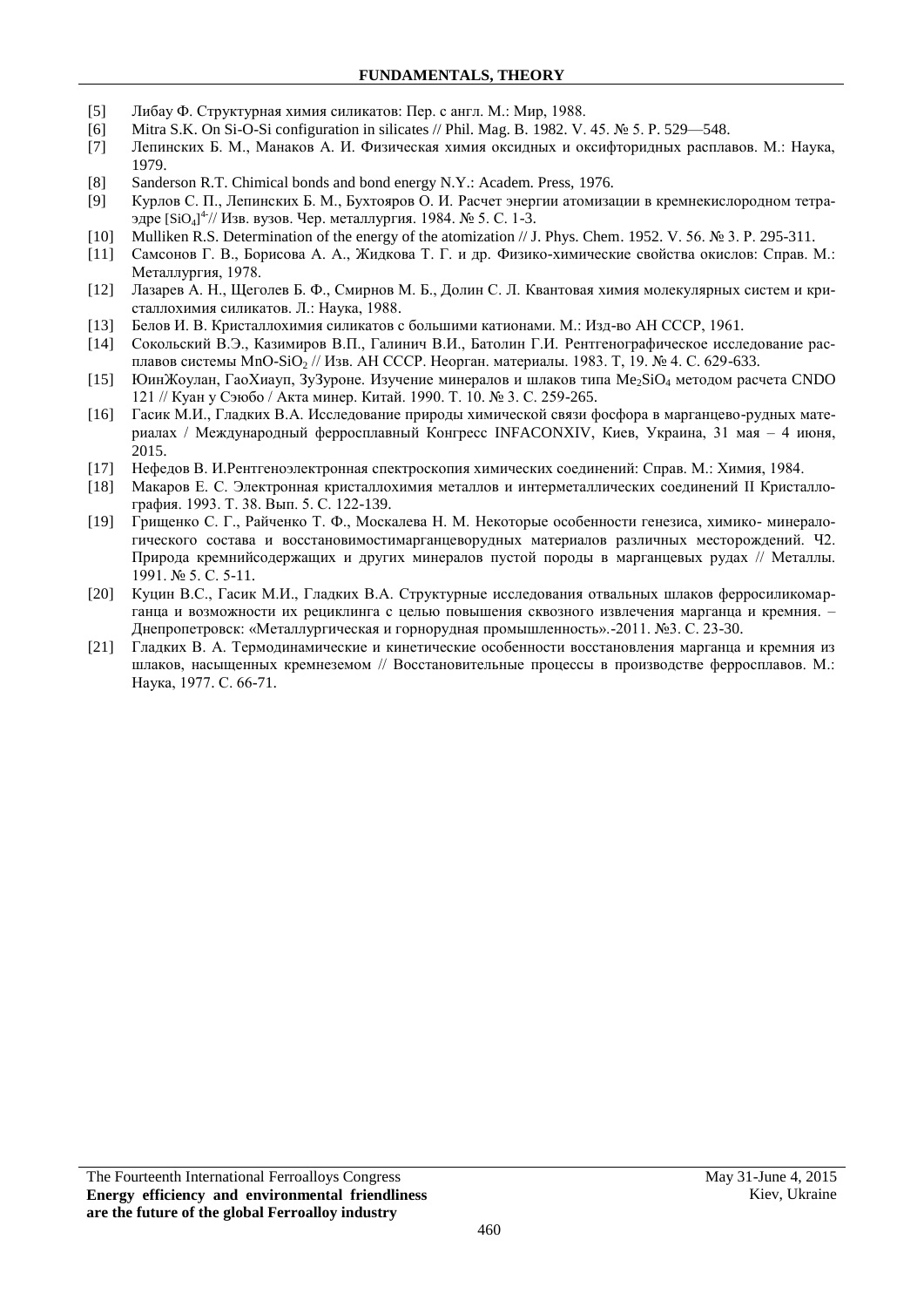[5] Либау Ф. Структурная химия силикатов: Пер. с англ. М.: Мир, 1988.

[6] Mitra S.K. On Si-O-Si configuration in silicates // Phil. Mag. B. 1982. V. 45. № 5. P. 529—548.

[7] Лепинских Б. М., Манаков А. И. Физическая химия оксидных и оксифторидных расплавов. М.: Наука, 1979.

[8] Sanderson R.T. Chemical bonds and bond energy N.Y.: Academ. Press, 1976.

[9] Курлов С. П., Лепинских Б. М., Бухтояров О. И. Расчет энергии атомизации в кремнекислородном тетраэдре $[SiO_4]^{4-}$// Изв. вузов. Чер. металлургия. 1984. № 5. С. 1-3.

[10] Mulliken R.S. Determination of the energy of the atomization // J. Phys. Chem. 1952. V. 56. № 3. P. 295-311.

[11] Самсонов Г. В., Борисова А. А., Жидкова Т. Г. и др. Физико-химические свойства окислов: Справ. М.: Металлургия, 1978.

[12] Лазарев А. Н., Щеголев Б. Ф., Смирнов М. Б., Долин С. Л. Квантовая химия молекулярных систем и кристаллохимия силикатов. Л.: Наука, 1988.

[13] Белов И. В. Кристаллохимия силикатов с большими катионами. М.: Изд-во АН СССР, 1961.

[14] Сокольский В.Э., Казимиров В.П., Галинич В.И., Батолин Г.И. Рентгенографическое исследование расплавов системы $MnO$-$SiO_2$ // Изв. АН СССР. Неорган. материалы. 1983. Т, 19. № 4. С. 629-633.

[15] ЮинЖоулан, ГаоХиаул, ЗуЗуроне. Изучение минералов и шлаков типа $Me_2SiO_4$ методом расчета CNDO 121 // Куан у Сэюбо / Акта минер. Китай. 1990. Т. 10. № 3. С. 259-265.

[16] Гасик М.И., Гладких В.А. Исследование природы химической связи фосфора в марганцево-рудных материалах / Международный ферросплавный Конгресс INFACONXIV, Киев, Украина, 31 мая – 4 июня, 2015.

[17] Нефедов В. И.Рентгеноэлектронная спектроскопия химических соединений: Справ. М.: Химия, 1984.

[18] Макаров Е. С. Электронная кристаллохимия металлов и интерметаллических соединений II Кристаллография. 1993. Т. 38. Вып. 5. С. 122-139.

[19] Грищенко С. Г., Райченко Т. Ф., Москалева Н. М. Некоторые особенности генезиса, химико- минералогического состава и восстановимостимарганцеворудных материалов различных месторождений. Ч2. Природа кремнийсодержащих и других минералов пустой породы в марганцевых рудах // Металлы. 1991. № 5. С. 5-11.

[20] Куцин В.С., Гасик М.И., Гладких В.А. Структурные исследования отвальных шлаков ферросиликомарганца и возможности их рециклинга с целью повышения сквозного извлечения марганца и кремния. – Днепропетровск: «Металлургическая и горнорудная промышленность».-2011. №3. С. 23-30.

[21] Гладких В. А. Термодинамические и кинетические особенности восстановления марганца и кремния из шлаков, насыщенных кремнеземом // Восстановительные процессы в производстве ферросплавов. М.: Наука, 1977. С. 66-71.